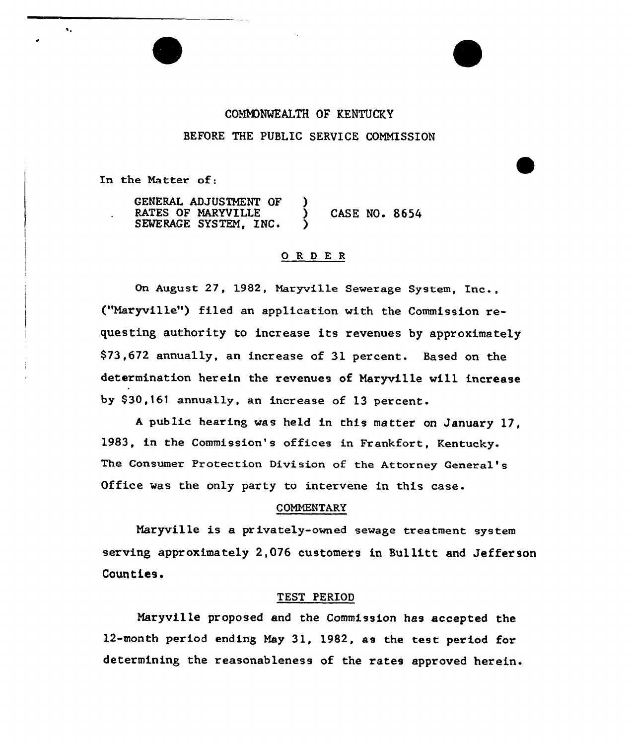COMMONWEALTH OF KENTUCKY

BEFORE THE PUBLIC SERVICE COMMISSION

In the Matter of:

GENERAL ADJUSTMENT OF RATES OF MARYVILLE SEWERAGE SYSTEM, INC. ) CASE NO. 8654

## O R D E R

On August 27, 1982, Maryville Sewerage System, Inc., ("Maryville") filed an application with the Commission requesting authority to increase its revenues by approximately $73,672 annually, an increase of 31 percent. Based on the determination herein the revenues of Maryville will increase by $30,161 annually, an increase of 13 percent.

A public hearing was held in this matter on January 17, 1983, in the Commission's offices in Frankfort, Kentucky. The Consumer Protection Division of the Attorney General's Office was the only party to intervene in this case.

### COMMENTARY

Maryville is a privately-owned sewage treatment system serving approximately 2,076 customers in Bullitt and Jefferson Counties.

### TEST PERIOD

Maryville proposed and the Commission has accepted the 12-month period ending May 31, 1982, as the test period for determining the reasonableness of the rates approved herein.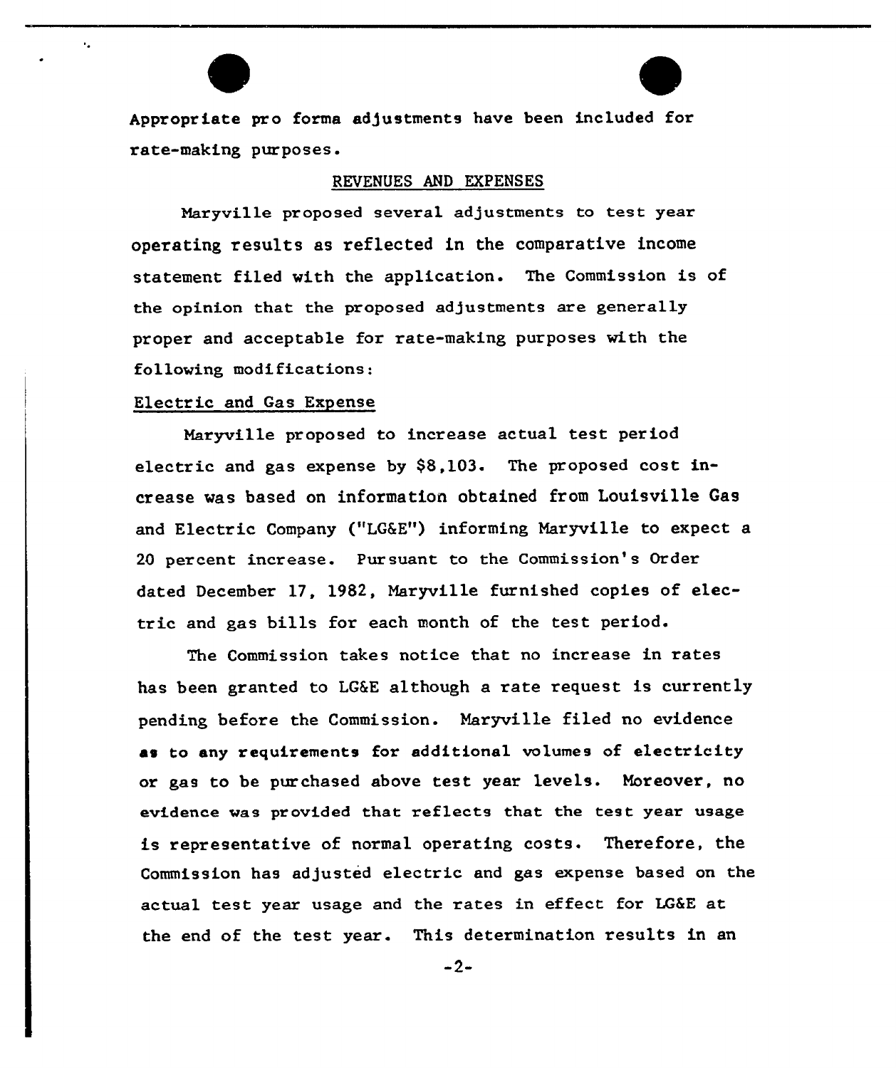Appropriate pro forma adjustments have been included for rate-making purposes.

## REVENUES AND EXPENSES

Maryville proposed several adjustments to test year operating results as reflected in the comparative income statement filed with the application. The Commission is of the opinion that the proposed adjustments are generally proper and acceptable for rate-making purposes with the following modifications:

### Electric and Gas Expense

Maryville proposed to increase actual test period electric and gas expense by $8,103. The proposed cost increase was based on information obtained from Louisville Gas and Electric Company ("LG&E") informing Maryville to expect a 20 percent increase. Pursuant to the Commission's Order dated December 17, 1982, Maryville furnished copies of electric and gas bills for each month of the test period.

The Commission takes notice that no increase in rates has been granted to LG&E although a rate request is currently pending before the Commission. Maryville filed no evidence as to any requirements for additional volumes of electricity or gas to be purchased above test year levels. Moreover, no evidence was provided that reflects that the test year usage is representative of normal operating costs. Therefore, the Commission has adjusted electric and gas expense based on the actual test year usage and the rates in effect for LG&E at the end of the test year. This determination results in an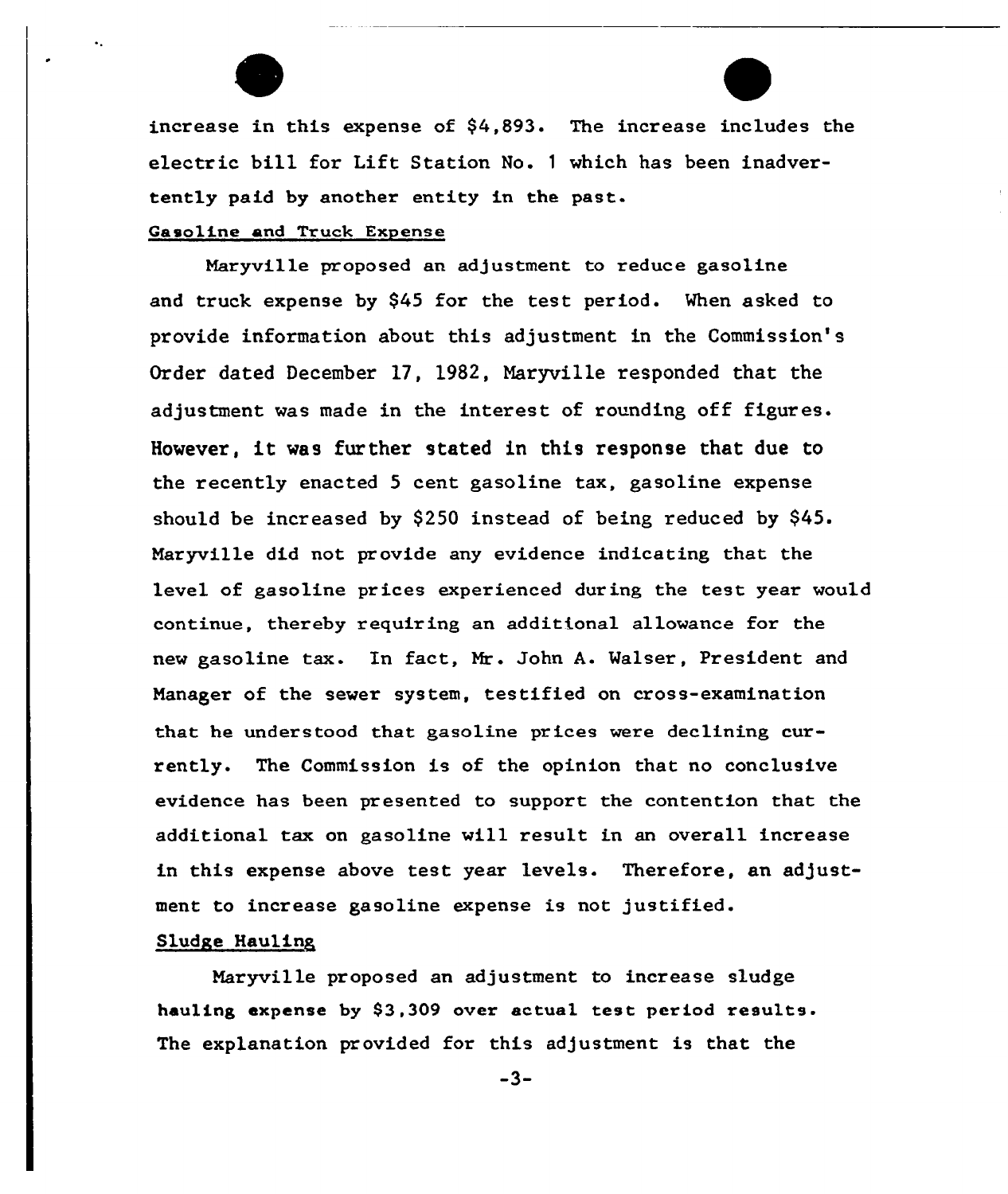increase in this expense of $4,893. The increase includes the electric bill for Lift Station No. 1 which has been inadvertently paid by another entity in the past.

Gasoline and Truck Expense

Maryville proposed an adjustment to reduce gasoline and truck expense by $45 for the test period. When asked to provide information about this adjustment in the Commission's Order dated December 17, 1982, Maryville responded that the adjustment was made in the interest of rounding off figures. However, it was further stated in this response that due to the recently enacted 5 cent gasoline tax, gasoline expense should be increased by $250 instead of being reduced by $45. Maryville did not provide any evidence indicating that the level of gasoline prices experienced during the test year would continue, thereby requiring an additional allowance for the new gasoline tax. In fact, Mr. John A. Walser, President and Manager of the sewer system, testified on cross-examination that he understood that gasoline prices were declining currently. The Commission is of the opinion that no conclusive evidence has been presented to support the contention that the additional tax on gasoline will result in an overall increase in this expense above test year levels. Therefore, an adjustment to increase gasoline expense is not justified.

Sludge Hauling

Maryville proposed an adjustment to increase sludge hauling expense by $3,309 over actual test period results. The explanation provided for this adjustment is that the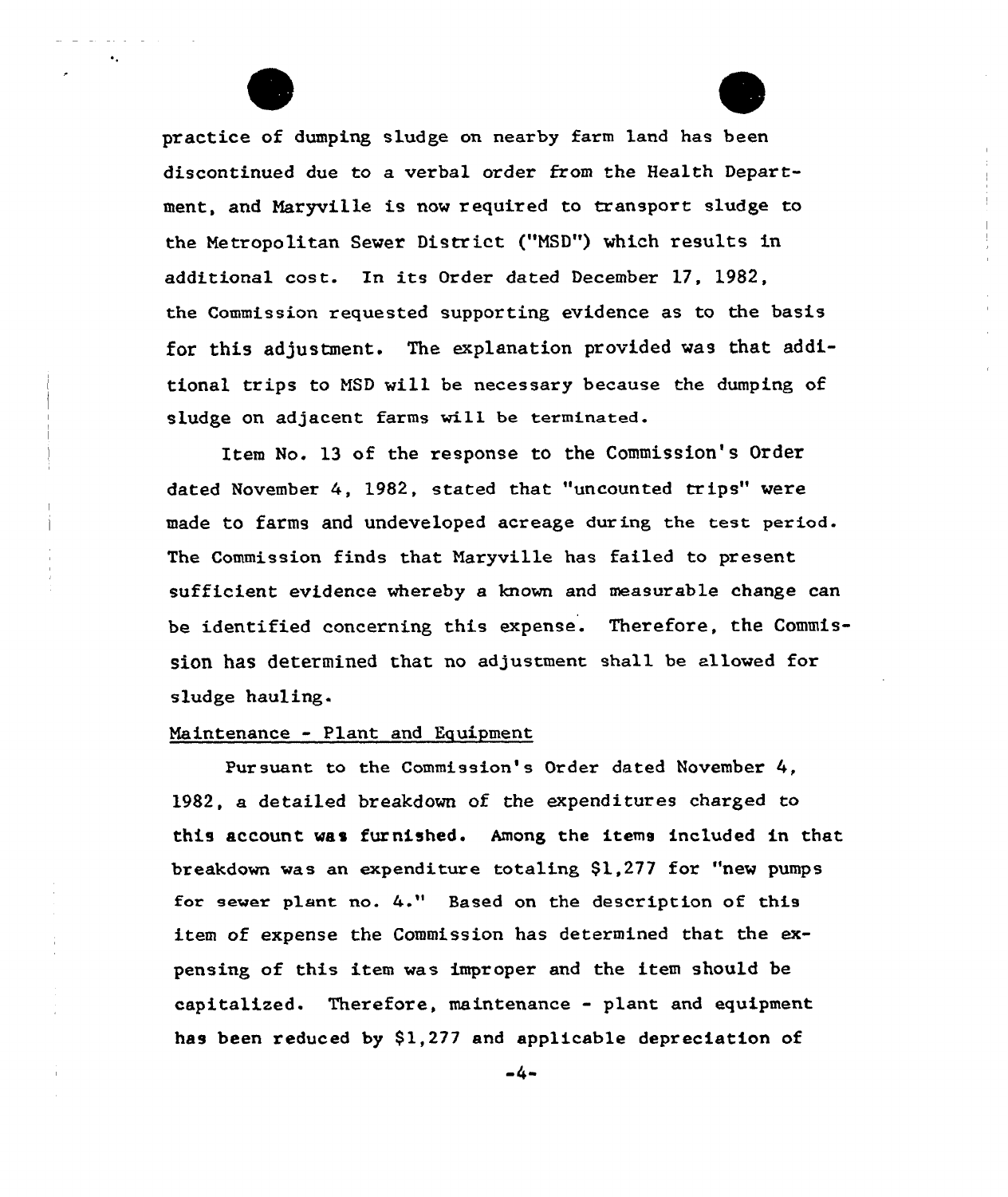practice of dumping sludge on nearby farm land has been discontinued due to a verbal order from the Health Department, and Maryville is now required to transport sludge to the Metropolitan Sewer District ("MSD") which results in additional cost. In its Order dated December 17, 1982, the Commission requested supporting evidence as to the basis for this adjustment. The explanation provided was that additional trips to MSD will be necessary because the dumping of sludge on adjacent farms will be terminated.

Item No. 13 of the response to the Commission's Order dated November 4, 1982, stated that "uncounted trips" were made to farms and undeveloped acreage during the test period. The Commission finds that Maryville has failed to present sufficient evidence whereby a known and measurable change can be identified concerning this expense. Therefore, the Commission has determined that no adjustment shall be allowed for sludge hauling.

Maintenance - Plant and Equipment

Pursuant to the Commission's Order dated November 4, 1982, a detailed breakdown of the expenditures charged to this account was furnished. Among the items included in that breakdown was an expenditure totaling $1,277 for "new pumps for sewer plant no. 4." Based on the description of this item of expense the Commission has determined that the expensing of this item was improper and the item should be capitalized. Therefore, maintenance - plant and equipment has been reduced by $1,277 and applicable depreciation of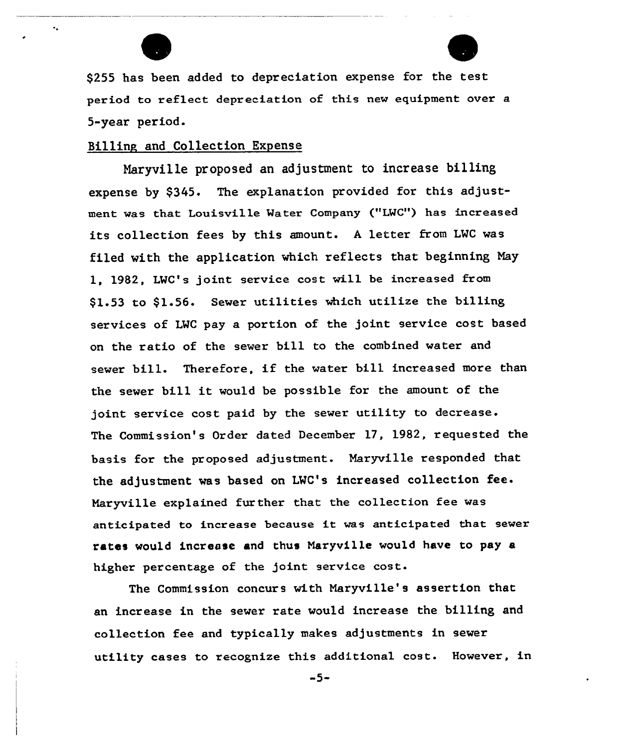$255 has been added to depreciation expense for the test period to reflect depreciation of this new equipment over a 5-year period.

Billing and Collection Expense

Maryville proposed an adjustment to increase billing expense by $345. The explanation provided for this adjustment was that Louisville Water Company ("LWC") has increased its collection fees by this amount. A letter from LWC was filed with the application which reflects that beginning May 1, 1982, LWC's joint service cost will be increased from $1.53 to $1.56. Sewer utilities which utilize the billing services of LWC pay a portion of the joint service cost based on the ratio of the sewer bill to the combined water and sewer bill. Therefore, if the water bill increased more than the sewer bill it would be possible for the amount of the joint service cost paid by the sewer utility to decrease. The Commission's Order dated December 17, 1982, requested the basis for the proposed adjustment. Maryville responded that the adjustment was based on LWC's increased collection fee. Maryville explained further that the collection fee was anticipated to increase because it was anticipated that sewer rates would increase and thus Maryville would have to pay a higher percentage of the joint service cost.

The Commission concurs with Maryville's assertion that an increase in the sewer rate would increase the billing and collection fee and typically makes adjustments in sewer utility cases to recognize this additional cost. However, in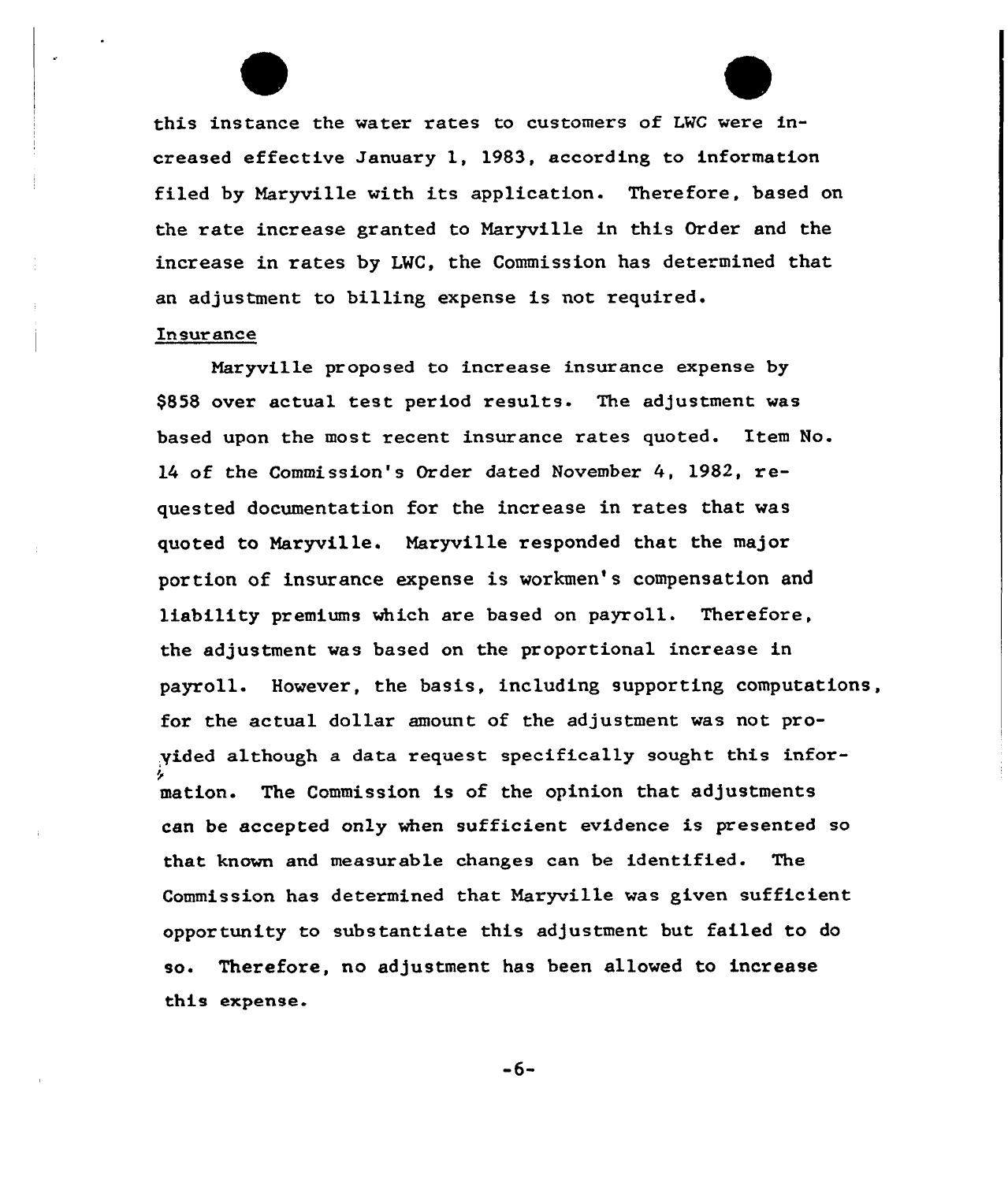this instance the water rates to customers of LWC were increased effective January 1, 1983, according to information filed by Maryville with its application. Therefore, based on the rate increase granted to Maryville in this Order and the increase in rates by LWC, the Commission has determined that an adjustment to billing expense is not required.

Insurance

Maryville proposed to increase insurance expense by $858 over actual test period results. The adjustment was based upon the most recent insurance rates quoted. Item No. 14 of the Commission's Order dated November 4, 1982, requested documentation for the increase in rates that was quoted to Maryville. Maryville responded that the major portion of insurance expense is workmen's compensation and liability premiums which are based on payroll. Therefore, the adjustment was based on the proportional increase in payroll. However, the basis, including supporting computations, for the actual dollar amount of the adjustment was not provided although a data request specifically sought this information. The Commission is of the opinion that adjustments can be accepted only when sufficient evidence is presented so that known and measurable changes can be identified. The Commission has determined that Maryville was given sufficient opportunity to substantiate this adjustment but failed to do so. Therefore, no adjustment has been allowed to increase this expense.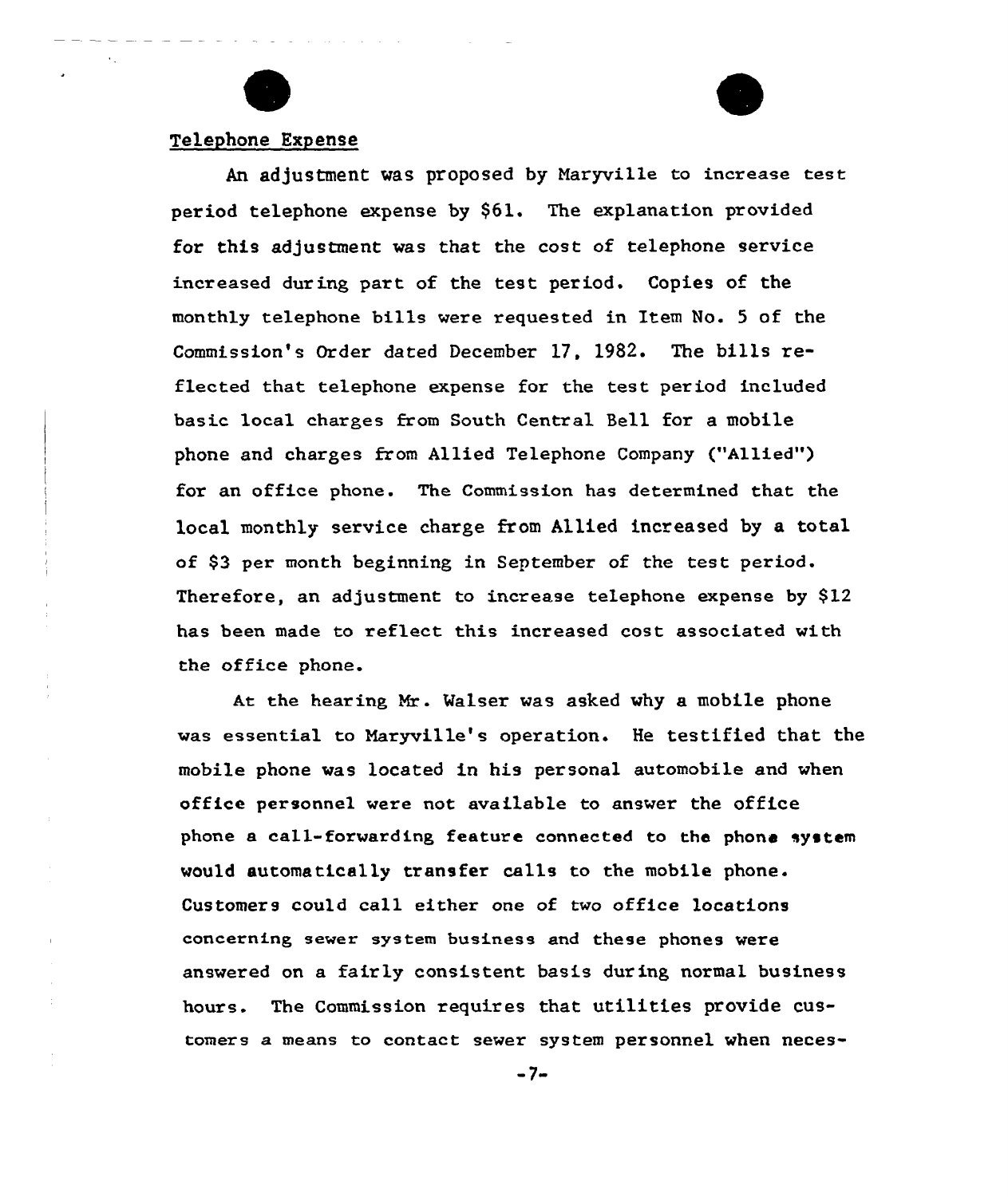## Telephone Expense

An adjustment was proposed by Maryville to increase test period telephone expense by $61. The explanation provided for this adjustment was that the cost of telephone service increased during part of the test period. Copies of the monthly telephone bills were requested in Item No. 5 of the Commission's Order dated December 17, 1982. The bills reflected that telephone expense for the test period included basic local charges from South Central Bell for a mobile phone and charges from Allied Telephone Company ("Allied") for an office phone. The Commission has determined that the local monthly service charge from Allied increased by a total of $3 per month beginning in September of the test period. Therefore, an adjustment to increase telephone expense by $12 has been made to reflect this increased cost associated with the office phone.

At the hearing Mr. Walser was asked why a mobile phone was essential to Maryville's operation. He testified that the mobile phone was located in his personal automobile and when office personnel were not available to answer the office phone a call-forwarding feature connected to the phone system would automatically transfer calls to the mobile phone. Customers could call either one of two office locations concerning sewer system business and these phones were answered on a fairly consistent basis during normal business hours. The Commission requires that utilities provide customers a means to contact sewer system personnel when neces-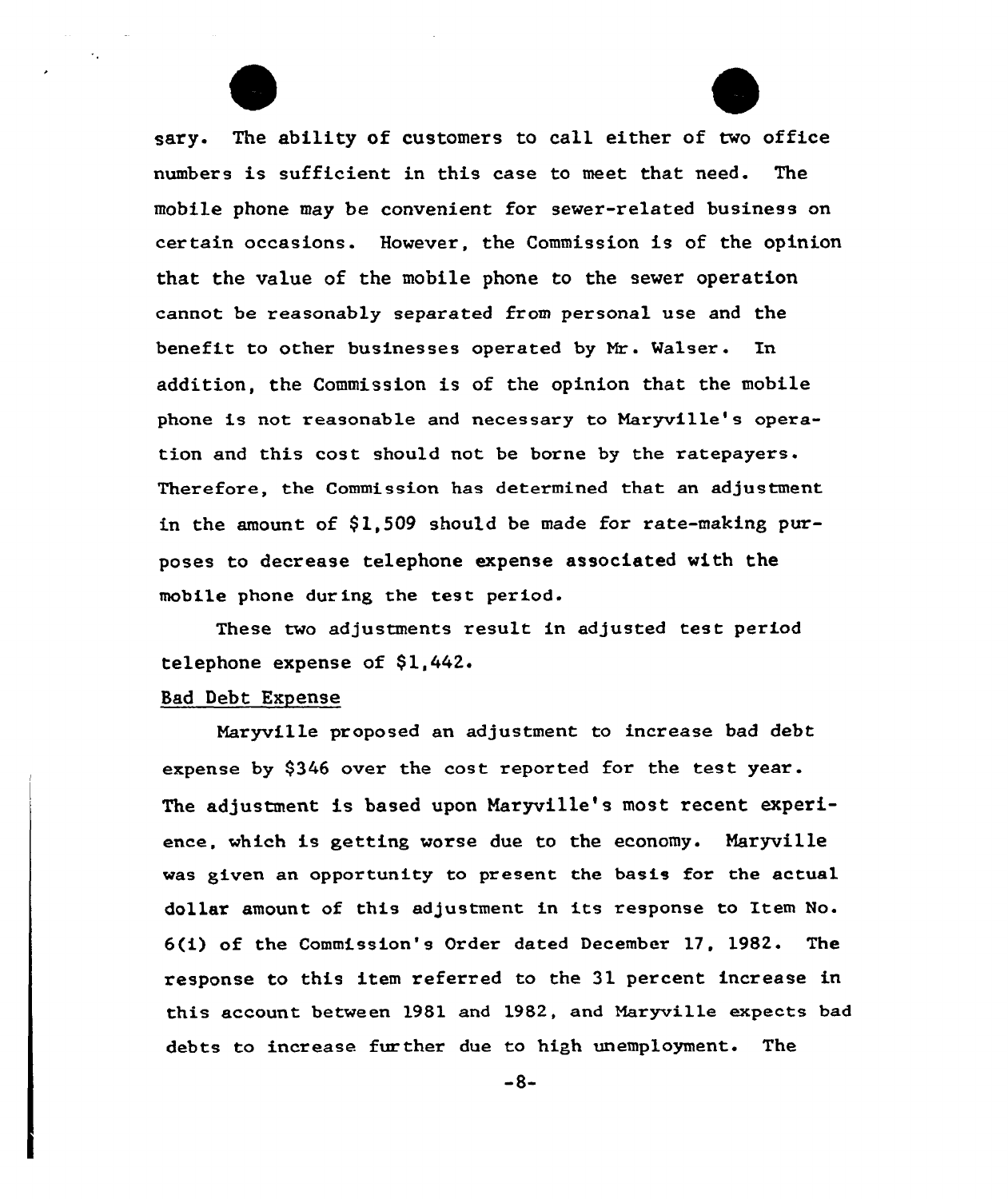sary. The ability of customers to call either of two office numbers is sufficient in this case to meet that need. The mobile phone may be convenient for sewer-related business on certain occasions. However, the Commission is of the opinion that the value of the mobile phone to the sewer operation cannot be reasonably separated from personal use and the benefit to other businesses operated by Mr. Walser. In addition, the Commission is of the opinion that the mobile phone is not reasonable and necessary to Maryville's operation and this cost should not be borne by the ratepayers. Therefore, the Commission has determined that an adjustment in the amount of $1,509 should be made for rate-making purposes to decrease telephone expense associated with the mobile phone during the test period.

These two adjustments result in adjusted test period telephone expense of $1,442.

Bad Debt Expense

Maryville proposed an adjustment to increase bad debt expense by $346 over the cost reported for the test year. The adjustment is based upon Maryville's most recent experience, which is getting worse due to the economy. Maryville was given an opportunity to present the basis for the actual dollar amount of this adjustment in its response to Item No. 6(i) of the Commission's Order dated December 17, 1982. The response to this item referred to the 31 percent increase in this account between 1981 and 1982, and Maryville expects bad debts to increase further due to high unemployment. The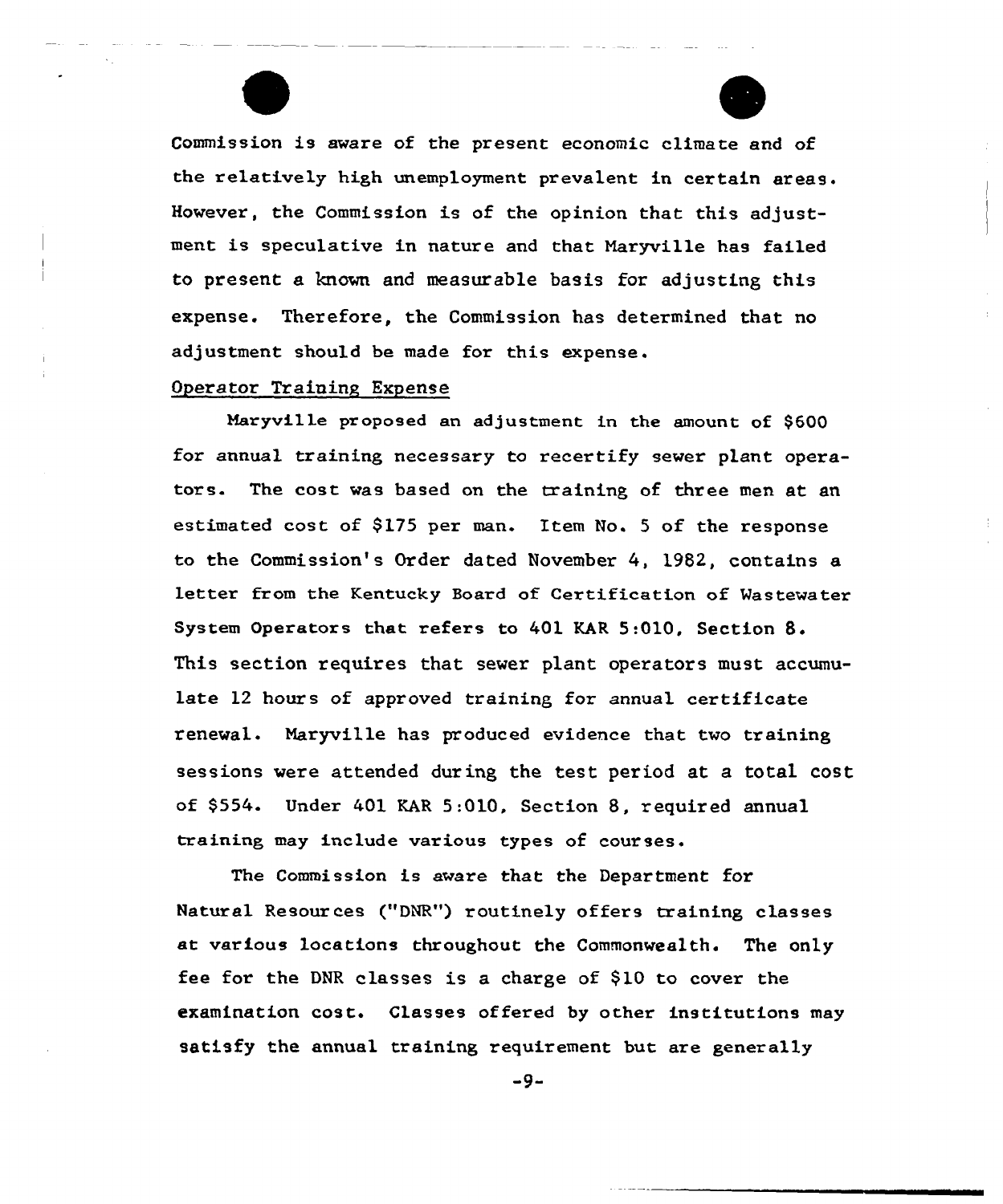Commission is aware of the present economic climate and of the relatively high unemployment prevalent in certain areas. However, the Commission is of the opinion that this adjustment is speculative in nature and that Maryville has failed to present a known and measurable basis for adjusting this expense. Therefore, the Commission has determined that no adjustment should be made for this expense.

Operator Training Expense

Maryville proposed an adjustment in the amount of $600 for annual training necessary to recertify sewer plant operators. The cost was based on the training of three men at an estimated cost of $175 per man. Item No. 5 of the response to the Commission's Order dated November 4, 1982, contains a letter from the Kentucky Board of Certification of Wastewater System Operators that refers to 401 KAR 5:010, Section 8. This section requires that sewer plant operators must accumulate 12 hours of approved training for annual certificate renewal. Maryville has produced evidence that two training sessions were attended during the test period at a total cost of $554. Under 401 KAR 5:010, Section 8, required annual training may include various types of courses.

The Commission is aware that the Department for Natural Resources ("DNR") routinely offers training classes at various locations throughout the Commonwealth. The only fee for the DNR classes is a charge of $10 to cover the examination cost. Classes offered by other institutions may satisfy the annual training requirement but are generally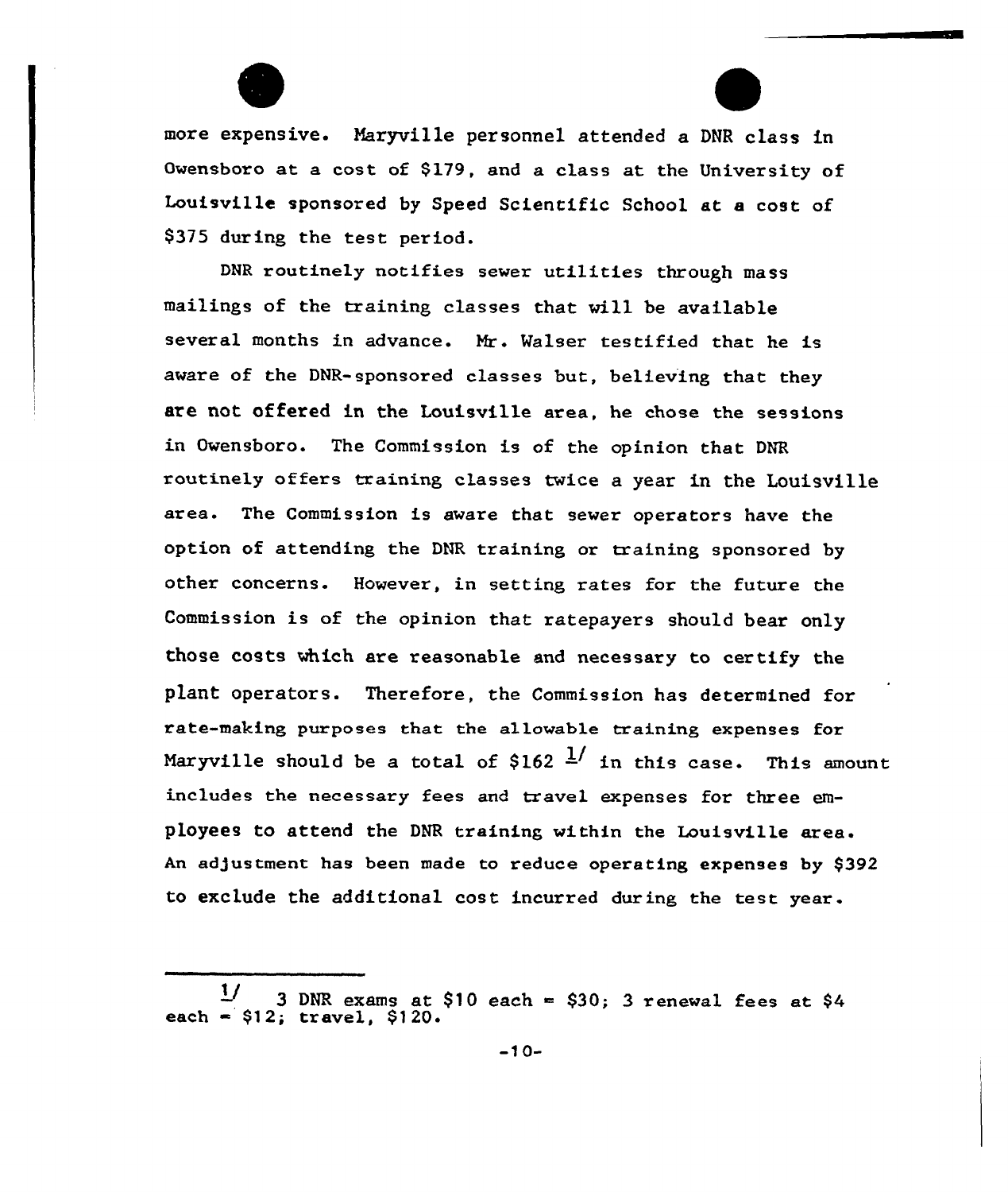more expensive. Maryville personnel attended a DNR class in Owensboro at a cost of $179, and a class at the University of Louisville sponsored by Speed Scientific School at a cost of $375 during the test period.

DNR routinely notifies sewer utilities through mass mailings of the training classes that will be available several months in advance. Mr. Walser testified that he is aware of the DNR-sponsored classes but, believing that they are not offered in the Louisville area, he chose the sessions in Owensboro. The Commission is of the opinion that DNR routinely offers training classes twice a year in the Louisville area. The Commission is aware that sewer operators have the option of attending the DNR training or training sponsored by other concerns. However, in setting rates for the future the Commission is of the opinion that ratepayers should bear only those costs which are reasonable and necessary to certify the plant operators. Therefore, the Commission has determined for rate-making purposes that the allowable training expenses for Maryville should be a total of $162 [1] in this case. This amount includes the necessary fees and travel expenses for three employees to attend the DNR training within the Louisville area. An adjustment has been made to reduce operating expenses by $392 to exclude the additional cost incurred during the test year.

---

[1] 3 DNR exams at $10 each = $30; 3 renewal fees at $4 each = $12; travel, $120.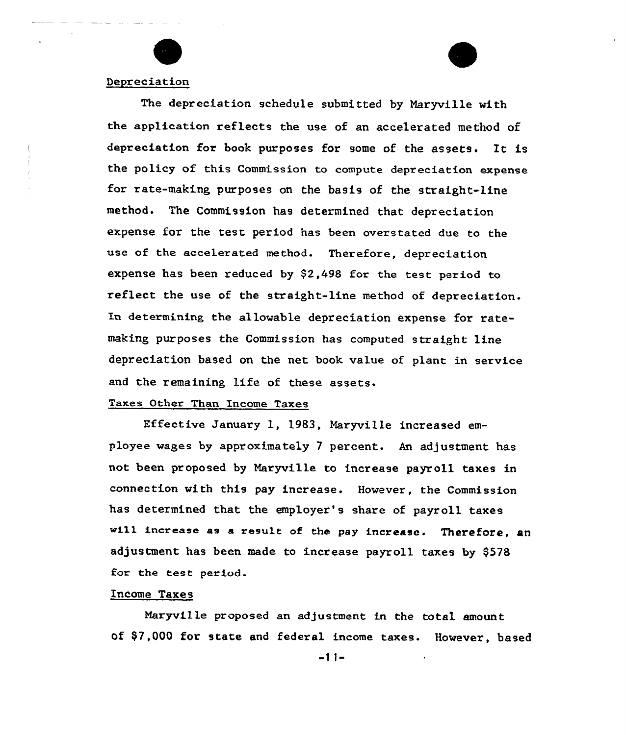Depreciation

The depreciation schedule submitted by Maryville with the application reflects the use of an accelerated method of depreciation for book purposes for some of the assets. It is the policy of this Commission to compute depreciation expense for rate-making purposes on the basis of the straight-line method. The Commission has determined that depreciation expense for the test period has been overstated due to the use of the accelerated method. Therefore, depreciation expense has been reduced by $2,498 for the test period to reflect the use of the straight-line method of depreciation. In determining the allowable depreciation expense for rate-making purposes the Commission has computed straight line depreciation based on the net book value of plant in service and the remaining life of these assets.

Taxes Other Than Income Taxes

Effective January 1, 1983, Maryville increased employee wages by approximately 7 percent. An adjustment has not been proposed by Maryville to increase payroll taxes in connection with this pay increase. However, the Commission has determined that the employer's share of payroll taxes will increase as a result of the pay increase. Therefore, an adjustment has been made to increase payroll taxes by $578 for the test period.

Income Taxes

Maryville proposed an adjustment in the total amount of $7,000 for state and federal income taxes. However, based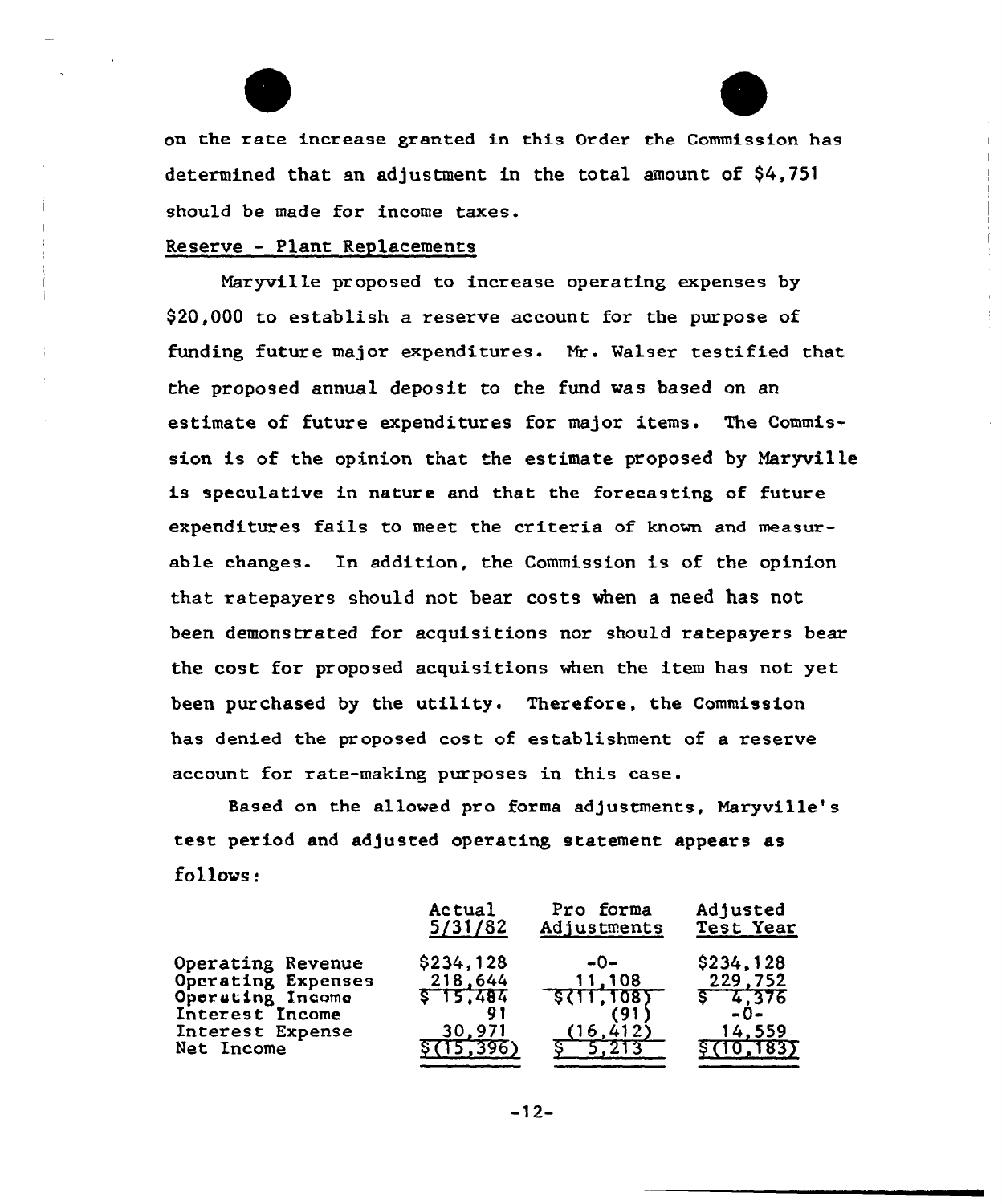on the rate increase granted in this Order the Commission has determined that an adjustment in the total amount of $4,751 should be made for income taxes.

Reserve - Plant Replacements

Maryville proposed to increase operating expenses by $20,000 to establish a reserve account for the purpose of funding future major expenditures. Mr. Walser testified that the proposed annual deposit to the fund was based on an estimate of future expenditures for major items. The Commission is of the opinion that the estimate proposed by Maryville is speculative in nature and that the forecasting of future expenditures fails to meet the criteria of known and measurable changes. In addition, the Commission is of the opinion that ratepayers should not bear costs when a need has not been demonstrated for acquisitions nor should ratepayers bear the cost for proposed acquisitions when the item has not yet been purchased by the utility. Therefore, the Commission has denied the proposed cost of establishment of a reserve account for rate-making purposes in this case.

Based on the allowed pro forma adjustments, Maryville's test period and adjusted operating statement appears as follows:

| | Actual 5/31/82 | Pro forma Adjustments | Adjusted Test Year |
|---|---|---|---|
| Operating Revenue | $234,128 | -0- | $234,128 |
| Operating Expenses | 218,644 | 11,108 | 229,752 |
| Operating Income | $ 15,484 | $(11,108) | $ 4,376 |
| Interest Income | 91 | (91) | -0- |
| Interest Expense | 30,971 | (16,412) | 14,559 |
| Net Income | $(15,396) | $ 5,213 | $(10,183) |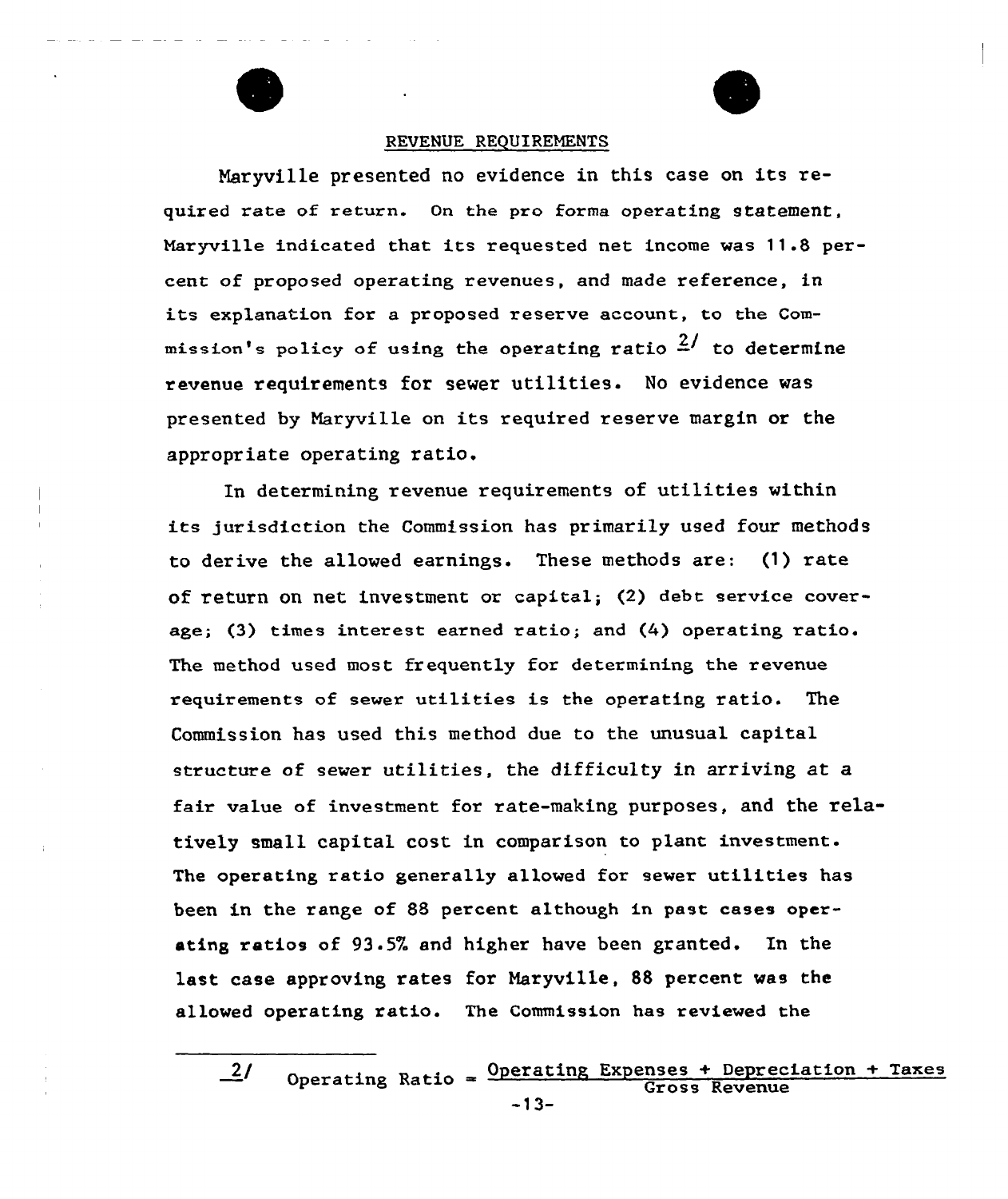## REVENUE REQUIREMENTS

Maryville presented no evidence in this case on its required rate of return. On the pro forma operating statement, Maryville indicated that its requested net income was 11.8 percent of proposed operating revenues, and made reference, in its explanation for a proposed reserve account, to the Commission's policy of using the operating ratio [2] to determine revenue requirements for sewer utilities. No evidence was presented by Maryville on its required reserve margin or the appropriate operating ratio.

In determining revenue requirements of utilities within its jurisdiction the Commission has primarily used four methods to derive the allowed earnings. These methods are: (1) rate of return on net investment or capital; (2) debt service coverage; (3) times interest earned ratio; and (4) operating ratio. The method used most frequently for determining the revenue requirements of sewer utilities is the operating ratio. The Commission has used this method due to the unusual capital structure of sewer utilities, the difficulty in arriving at a fair value of investment for rate-making purposes, and the relatively small capital cost in comparison to plant investment. The operating ratio generally allowed for sewer utilities has been in the range of 88 percent although in past cases operating ratios of 93.5% and higher have been granted. In the last case approving rates for Maryville, 88 percent was the allowed operating ratio. The Commission has reviewed the

---

[2] $$\text{Operating Ratio} = \frac{\text{Operating Expenses + Depreciation + Taxes}}{\text{Gross Revenue}}$$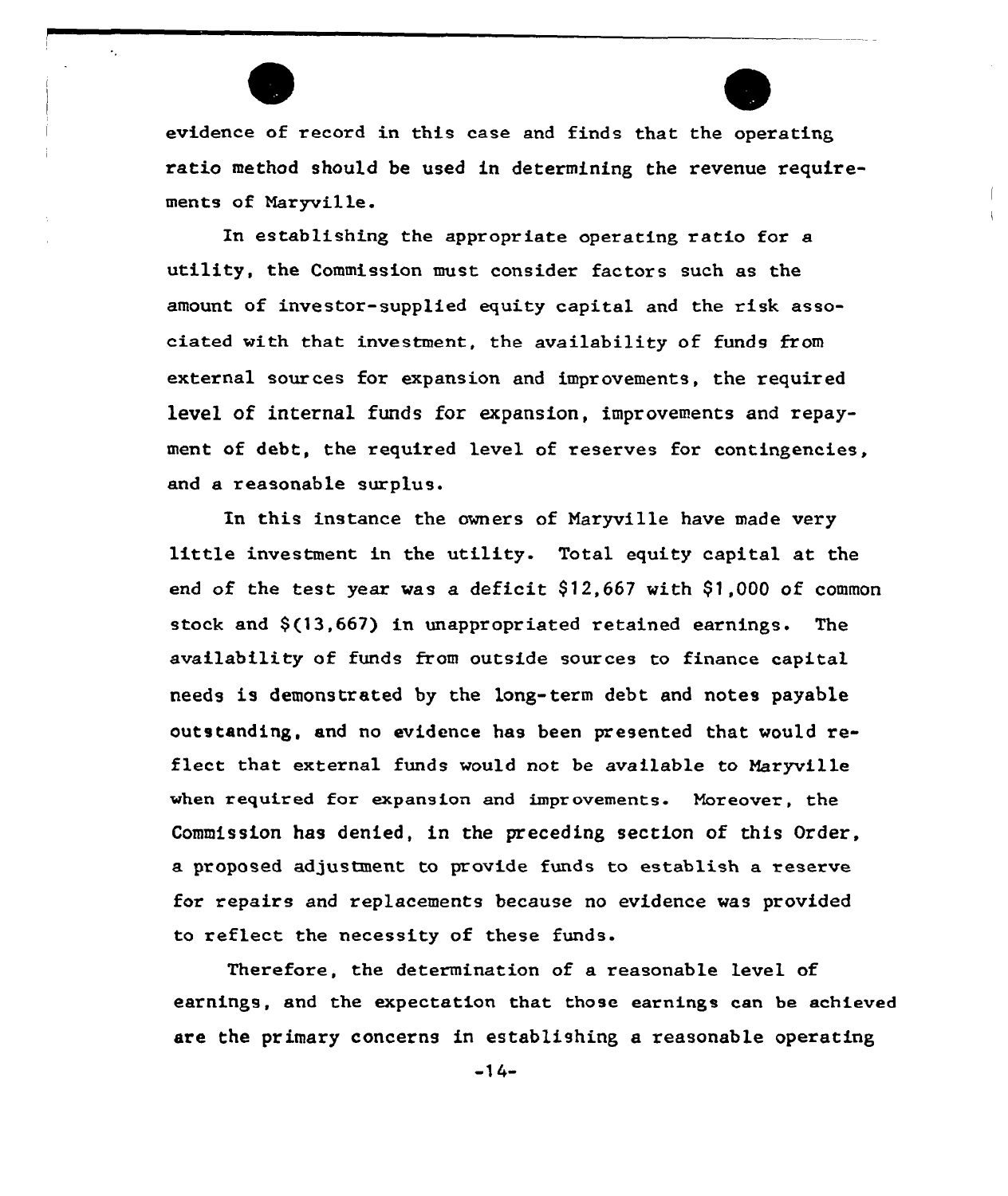evidence of record in this case and finds that the operating ratio method should be used in determining the revenue requirements of Maryville.

In establishing the appropriate operating ratio for a utility, the Commission must consider factors such as the amount of investor-supplied equity capital and the risk associated with that investment, the availability of funds from external sources for expansion and improvements, the required level of internal funds for expansion, improvements and repayment of debt, the required level of reserves for contingencies, and a reasonable surplus.

In this instance the owners of Maryville have made very little investment in the utility. Total equity capital at the end of the test year was a deficit $12,667 with $1,000 of common stock and $(13,667) in unappropriated retained earnings. The availability of funds from outside sources to finance capital needs is demonstrated by the long-term debt and notes payable outstanding, and no evidence has been presented that would reflect that external funds would not be available to Maryville when required for expansion and improvements. Moreover, the Commission has denied, in the preceding section of this Order, a proposed adjustment to provide funds to establish a reserve for repairs and replacements because no evidence was provided to reflect the necessity of these funds.

Therefore, the determination of a reasonable level of earnings, and the expectation that those earnings can be achieved are the primary concerns in establishing a reasonable operating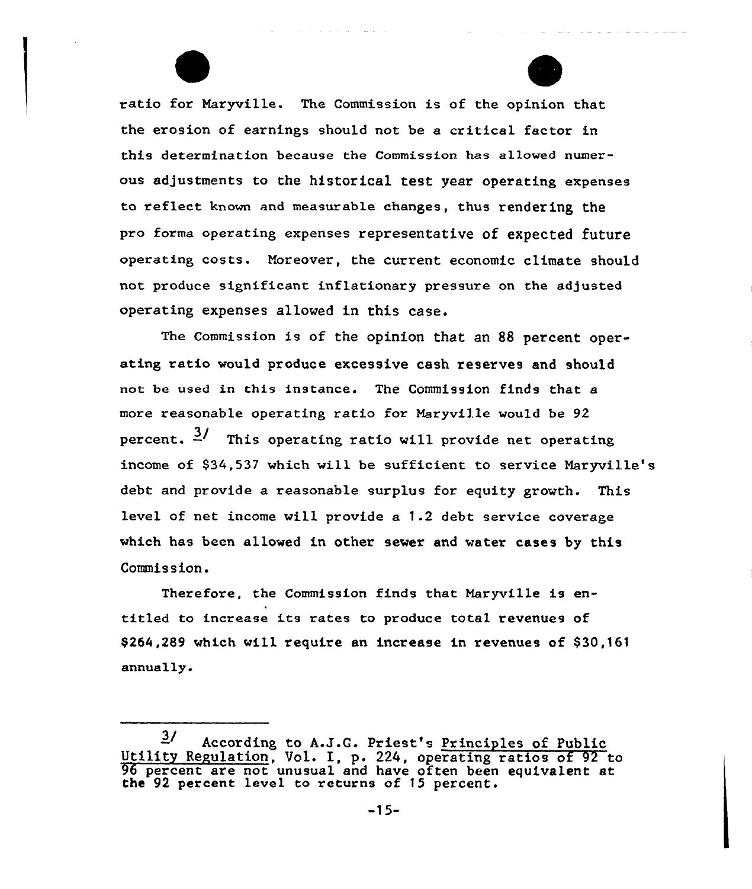ratio for Maryville. The Commission is of the opinion that the erosion of earnings should not be a critical factor in this determination because the Commission has allowed numerous adjustments to the historical test year operating expenses to reflect known and measurable changes, thus rendering the pro forma operating expenses representative of expected future operating costs. Moreover, the current economic climate should not produce significant inflationary pressure on the adjusted operating expenses allowed in this case.

The Commission is of the opinion that an 88 percent operating ratio would produce excessive cash reserves and should not be used in this instance. The Commission finds that a more reasonable operating ratio for Maryville would be 92 percent. [3/] This operating ratio will provide net operating income of $34,537 which will be sufficient to service Maryville's debt and provide a reasonable surplus for equity growth. This level of net income will provide a 1.2 debt service coverage which has been allowed in other sewer and water cases by this Commission.

Therefore, the Commission finds that Maryville is entitled to increase its rates to produce total revenues of $264,289 which will require an increase in revenues of $30,161 annually.

---

[3/] According to A.J.G. Priest's Principles of Public Utility Regulation, Vol. I, p. 224, operating ratios of 92 to 96 percent are not unusual and have often been equivalent at the 92 percent level to returns of 15 percent.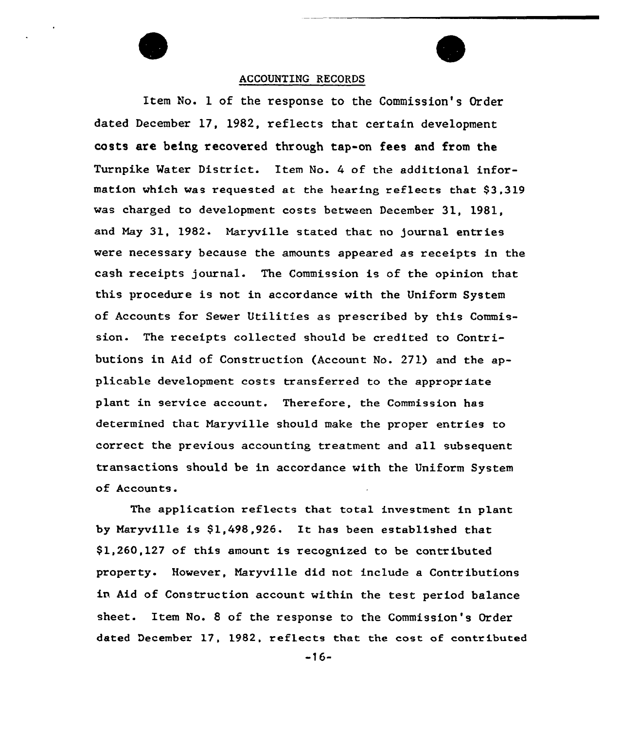## ACCOUNTING RECORDS

Item No. 1 of the response to the Commission's Order dated December 17, 1982, reflects that certain development costs are being recovered through tap-on fees and from the Turnpike Water District. Item No. 4 of the additional information which was requested at the hearing reflects that $3,319 was charged to development costs between December 31, 1981, and May 31, 1982. Maryville stated that no journal entries were necessary because the amounts appeared as receipts in the cash receipts journal. The Commission is of the opinion that this procedure is not in accordance with the Uniform System of Accounts for Sewer Utilities as prescribed by this Commission. The receipts collected should be credited to Contributions in Aid of Construction (Account No. 271) and the applicable development costs transferred to the appropriate plant in service account. Therefore, the Commission has determined that Maryville should make the proper entries to correct the previous accounting treatment and all subsequent transactions should be in accordance with the Uniform System of Accounts.

The application reflects that total investment in plant by Maryville is $1,498,926. It has been established that $1,260,127 of this amount is recognized to be contributed property. However, Maryville did not include a Contributions in Aid of Construction account within the test period balance sheet. Item No. 8 of the response to the Commission's Order dated December 17, 1982, reflects that the cost of contributed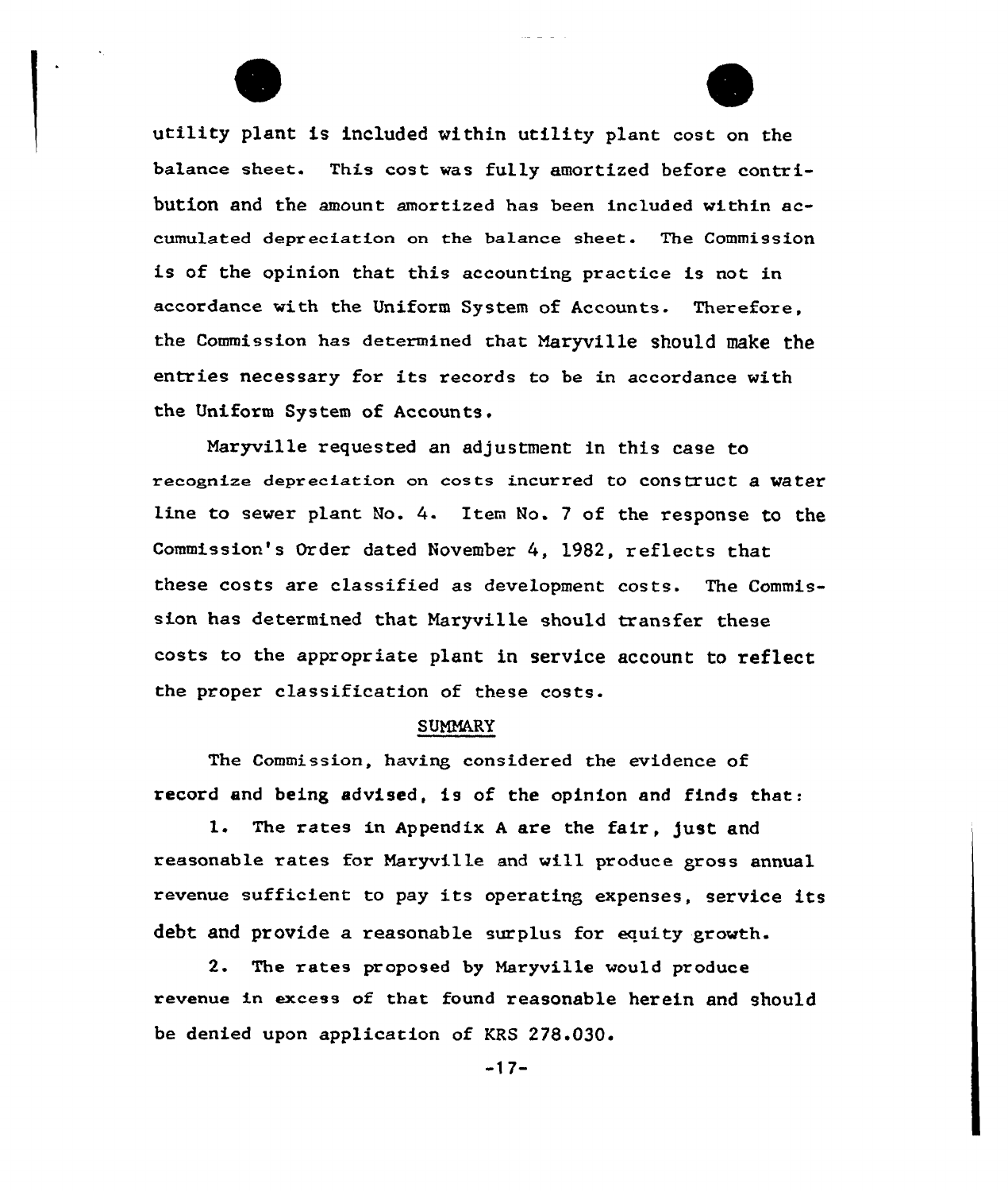utility plant is included within utility plant cost on the balance sheet. This cost was fully amortized before contribution and the amount amortized has been included within accumulated depreciation on the balance sheet. The Commission is of the opinion that this accounting practice is not in accordance with the Uniform System of Accounts. Therefore, the Commission has determined that Maryville should make the entries necessary for its records to be in accordance with the Uniform System of Accounts.

Maryville requested an adjustment in this case to recognize depreciation on costs incurred to construct a water line to sewer plant No. 4. Item No. 7 of the response to the Commission's Order dated November 4, 1982, reflects that these costs are classified as development costs. The Commission has determined that Maryville should transfer these costs to the appropriate plant in service account to reflect the proper classification of these costs.

SUMMARY

The Commission, having considered the evidence of record and being advised, is of the opinion and finds that:

1. The rates in Appendix A are the fair, just and reasonable rates for Maryville and will produce gross annual revenue sufficient to pay its operating expenses, service its debt and provide a reasonable surplus for equity growth.

2. The rates proposed by Maryville would produce revenue in excess of that found reasonable herein and should be denied upon application of KRS 278.030.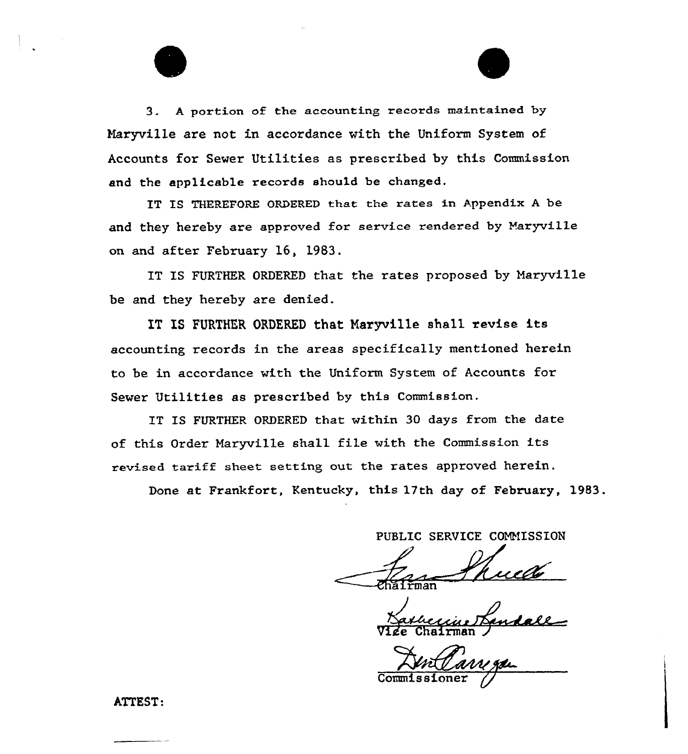3. A portion of the accounting records maintained by Maryville are not in accordance with the Uniform System of Accounts for Sewer Utilities as prescribed by this Commission and the applicable records should be changed.

IT IS THEREFORE ORDERED that the rates in Appendix A be and they hereby are approved for service rendered by Maryville on and after February 16, 1983.

IT IS FURTHER ORDERED that the rates proposed by Maryville be and they hereby are denied.

IT IS FURTHER ORDERED that Maryville shall revise its accounting records in the areas specifically mentioned herein to be in accordance with the Uniform System of Accounts for Sewer Utilities as prescribed by this Commission.

IT IS FURTHER ORDERED that within 30 days from the date of this Order Maryville shall file with the Commission its revised tariff sheet setting out the rates approved herein.

Done at Frankfort, Kentucky, this 17th day of February, 1983.

PUBLIC SERVICE COMMISSION

Chairman

Vice Chairman

Commissioner

ATTEST: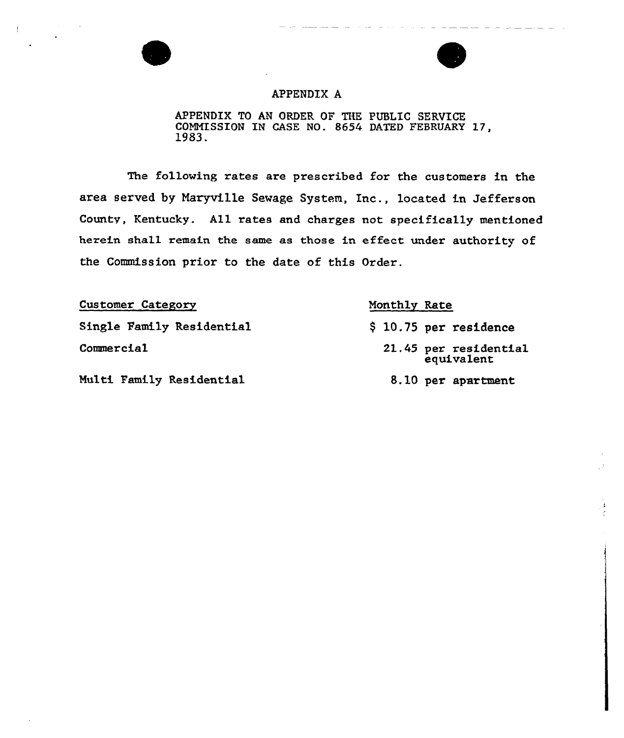# APPENDIX A

APPENDIX TO AN ORDER OF THE PUBLIC SERVICE COMMISSION IN CASE NO. 8654 DATED FEBRUARY 17, 1983.

The following rates are prescribed for the customers in the area served by Maryville Sewage System, Inc., located in Jefferson County, Kentucky. All rates and charges not specifically mentioned herein shall remain the same as those in effect under authority of the Commission prior to the date of this Order.

| Customer Category | Monthly Rate |
| --- | --- |
| Single Family Residential | $ 10.75 per residence |
| Commercial | 21.45 per residential equivalent |
| Multi Family Residential | 8.10 per apartment |